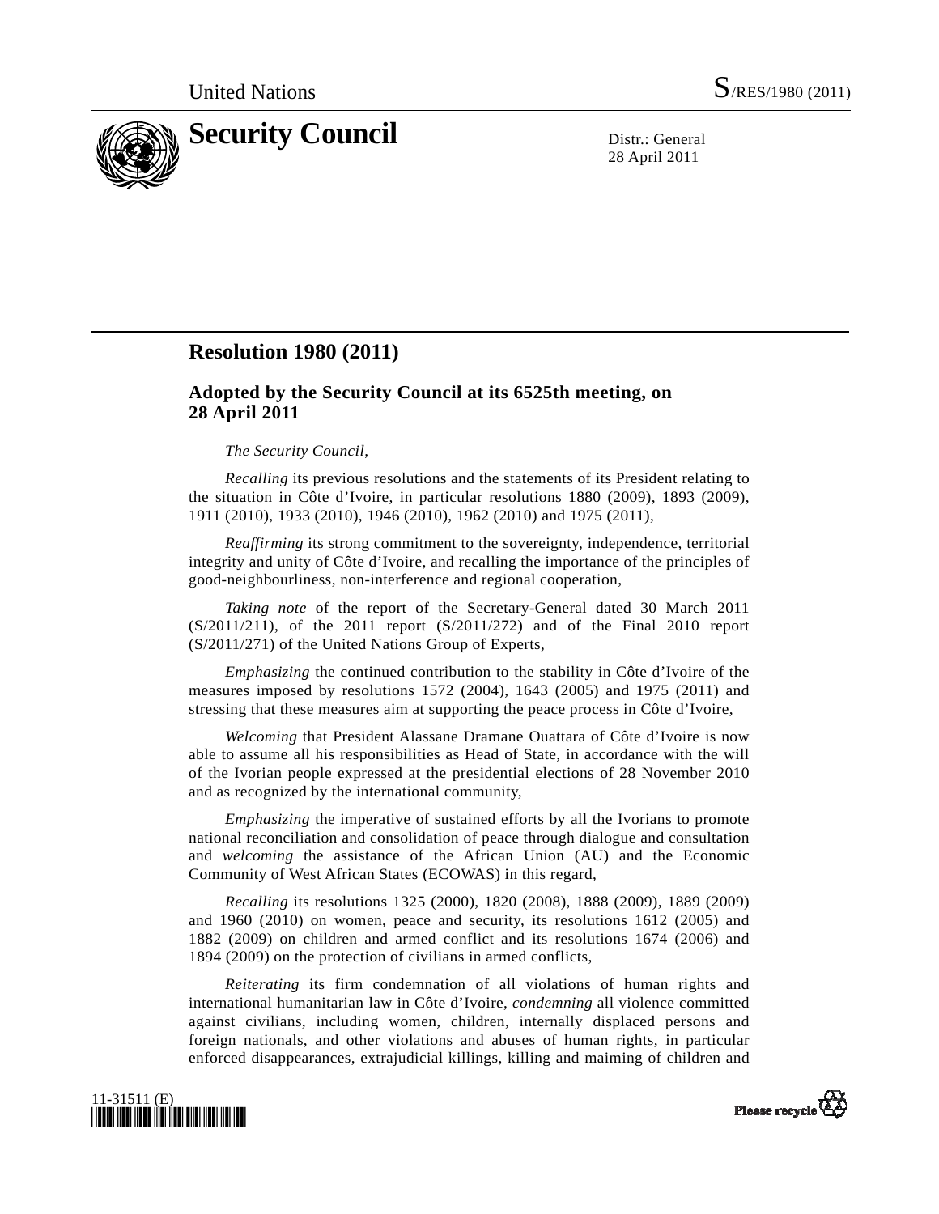United Nations S/RES/1980 (2011)

# Security Council

Distr.: General
28 April 2011

## Resolution 1980 (2011)

### Adopted by the Security Council at its 6525th meeting, on 28 April 2011

*The Security Council*,

*Recalling* its previous resolutions and the statements of its President relating to the situation in Côte d'Ivoire, in particular resolutions 1880 (2009), 1893 (2009), 1911 (2010), 1933 (2010), 1946 (2010), 1962 (2010) and 1975 (2011),

*Reaffirming* its strong commitment to the sovereignty, independence, territorial integrity and unity of Côte d'Ivoire, and recalling the importance of the principles of good-neighbourliness, non-interference and regional cooperation,

*Taking note* of the report of the Secretary-General dated 30 March 2011 (S/2011/211), of the 2011 report (S/2011/272) and of the Final 2010 report (S/2011/271) of the United Nations Group of Experts,

*Emphasizing* the continued contribution to the stability in Côte d'Ivoire of the measures imposed by resolutions 1572 (2004), 1643 (2005) and 1975 (2011) and stressing that these measures aim at supporting the peace process in Côte d'Ivoire,

*Welcoming* that President Alassane Dramane Ouattara of Côte d'Ivoire is now able to assume all his responsibilities as Head of State, in accordance with the will of the Ivorian people expressed at the presidential elections of 28 November 2010 and as recognized by the international community,

*Emphasizing* the imperative of sustained efforts by all the Ivorians to promote national reconciliation and consolidation of peace through dialogue and consultation and *welcoming* the assistance of the African Union (AU) and the Economic Community of West African States (ECOWAS) in this regard,

*Recalling* its resolutions 1325 (2000), 1820 (2008), 1888 (2009), 1889 (2009) and 1960 (2010) on women, peace and security, its resolutions 1612 (2005) and 1882 (2009) on children and armed conflict and its resolutions 1674 (2006) and 1894 (2009) on the protection of civilians in armed conflicts,

*Reiterating* its firm condemnation of all violations of human rights and international humanitarian law in Côte d'Ivoire, *condemning* all violence committed against civilians, including women, children, internally displaced persons and foreign nationals, and other violations and abuses of human rights, in particular enforced disappearances, extrajudicial killings, killing and maiming of children and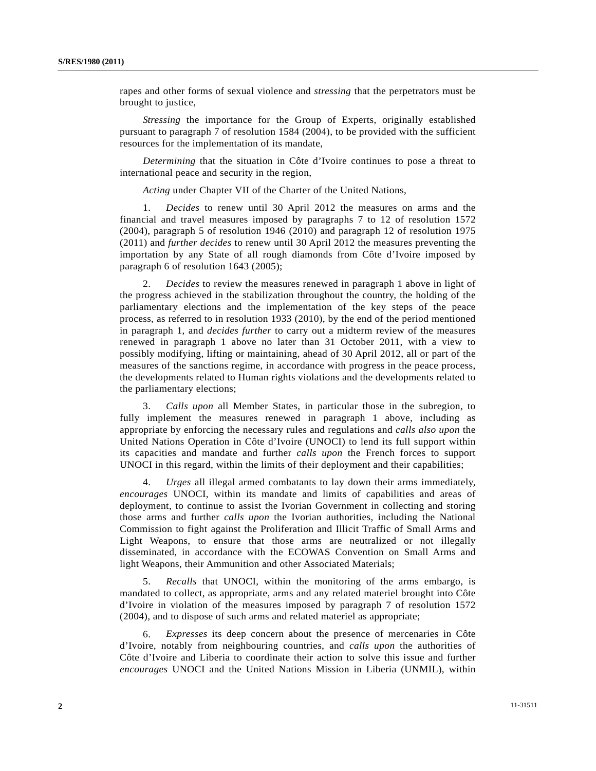rapes and other forms of sexual violence and *stressing* that the perpetrators must be brought to justice,

*Stressing* the importance for the Group of Experts, originally established pursuant to paragraph 7 of resolution 1584 (2004), to be provided with the sufficient resources for the implementation of its mandate,

*Determining* that the situation in Côte d'Ivoire continues to pose a threat to international peace and security in the region,

*Acting* under Chapter VII of the Charter of the United Nations,

1. *Decides* to renew until 30 April 2012 the measures on arms and the financial and travel measures imposed by paragraphs 7 to 12 of resolution 1572 (2004), paragraph 5 of resolution 1946 (2010) and paragraph 12 of resolution 1975 (2011) and *further decides* to renew until 30 April 2012 the measures preventing the importation by any State of all rough diamonds from Côte d'Ivoire imposed by paragraph 6 of resolution 1643 (2005);

2. *Decides* to review the measures renewed in paragraph 1 above in light of the progress achieved in the stabilization throughout the country, the holding of the parliamentary elections and the implementation of the key steps of the peace process, as referred to in resolution 1933 (2010), by the end of the period mentioned in paragraph 1, and *decides further* to carry out a midterm review of the measures renewed in paragraph 1 above no later than 31 October 2011, with a view to possibly modifying, lifting or maintaining, ahead of 30 April 2012, all or part of the measures of the sanctions regime, in accordance with progress in the peace process, the developments related to Human rights violations and the developments related to the parliamentary elections;

3. *Calls upon* all Member States, in particular those in the subregion, to fully implement the measures renewed in paragraph 1 above, including as appropriate by enforcing the necessary rules and regulations and *calls also upon* the United Nations Operation in Côte d'Ivoire (UNOCI) to lend its full support within its capacities and mandate and further *calls upon* the French forces to support UNOCI in this regard, within the limits of their deployment and their capabilities;

4. *Urges* all illegal armed combatants to lay down their arms immediately, *encourages* UNOCI, within its mandate and limits of capabilities and areas of deployment, to continue to assist the Ivorian Government in collecting and storing those arms and further *calls upon* the Ivorian authorities, including the National Commission to fight against the Proliferation and Illicit Traffic of Small Arms and Light Weapons, to ensure that those arms are neutralized or not illegally disseminated, in accordance with the ECOWAS Convention on Small Arms and light Weapons, their Ammunition and other Associated Materials;

5. *Recalls* that UNOCI, within the monitoring of the arms embargo, is mandated to collect, as appropriate, arms and any related materiel brought into Côte d'Ivoire in violation of the measures imposed by paragraph 7 of resolution 1572 (2004), and to dispose of such arms and related materiel as appropriate;

6. *Expresses* its deep concern about the presence of mercenaries in Côte d'Ivoire, notably from neighbouring countries, and *calls upon* the authorities of Côte d'Ivoire and Liberia to coordinate their action to solve this issue and further *encourages* UNOCI and the United Nations Mission in Liberia (UNMIL), within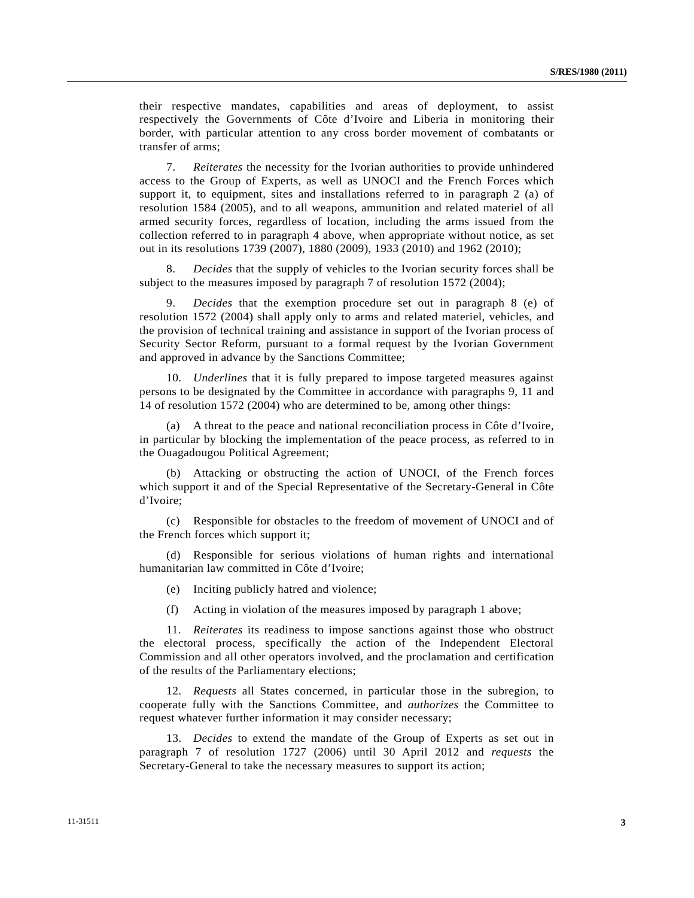their respective mandates, capabilities and areas of deployment, to assist respectively the Governments of Côte d'Ivoire and Liberia in monitoring their border, with particular attention to any cross border movement of combatants or transfer of arms;

7. *Reiterates* the necessity for the Ivorian authorities to provide unhindered access to the Group of Experts, as well as UNOCI and the French Forces which support it, to equipment, sites and installations referred to in paragraph 2 (a) of resolution 1584 (2005), and to all weapons, ammunition and related materiel of all armed security forces, regardless of location, including the arms issued from the collection referred to in paragraph 4 above, when appropriate without notice, as set out in its resolutions 1739 (2007), 1880 (2009), 1933 (2010) and 1962 (2010);

8. *Decides* that the supply of vehicles to the Ivorian security forces shall be subject to the measures imposed by paragraph 7 of resolution 1572 (2004);

9. *Decides* that the exemption procedure set out in paragraph 8 (e) of resolution 1572 (2004) shall apply only to arms and related materiel, vehicles, and the provision of technical training and assistance in support of the Ivorian process of Security Sector Reform, pursuant to a formal request by the Ivorian Government and approved in advance by the Sanctions Committee;

10. *Underlines* that it is fully prepared to impose targeted measures against persons to be designated by the Committee in accordance with paragraphs 9, 11 and 14 of resolution 1572 (2004) who are determined to be, among other things:

(a) A threat to the peace and national reconciliation process in Côte d'Ivoire, in particular by blocking the implementation of the peace process, as referred to in the Ouagadougou Political Agreement;

(b) Attacking or obstructing the action of UNOCI, of the French forces which support it and of the Special Representative of the Secretary-General in Côte d'Ivoire;

(c) Responsible for obstacles to the freedom of movement of UNOCI and of the French forces which support it;

(d) Responsible for serious violations of human rights and international humanitarian law committed in Côte d'Ivoire;

(e) Inciting publicly hatred and violence;

(f) Acting in violation of the measures imposed by paragraph 1 above;

11. *Reiterates* its readiness to impose sanctions against those who obstruct the electoral process, specifically the action of the Independent Electoral Commission and all other operators involved, and the proclamation and certification of the results of the Parliamentary elections;

12. *Requests* all States concerned, in particular those in the subregion, to cooperate fully with the Sanctions Committee, and *authorizes* the Committee to request whatever further information it may consider necessary;

13. *Decides* to extend the mandate of the Group of Experts as set out in paragraph 7 of resolution 1727 (2006) until 30 April 2012 and *requests* the Secretary-General to take the necessary measures to support its action;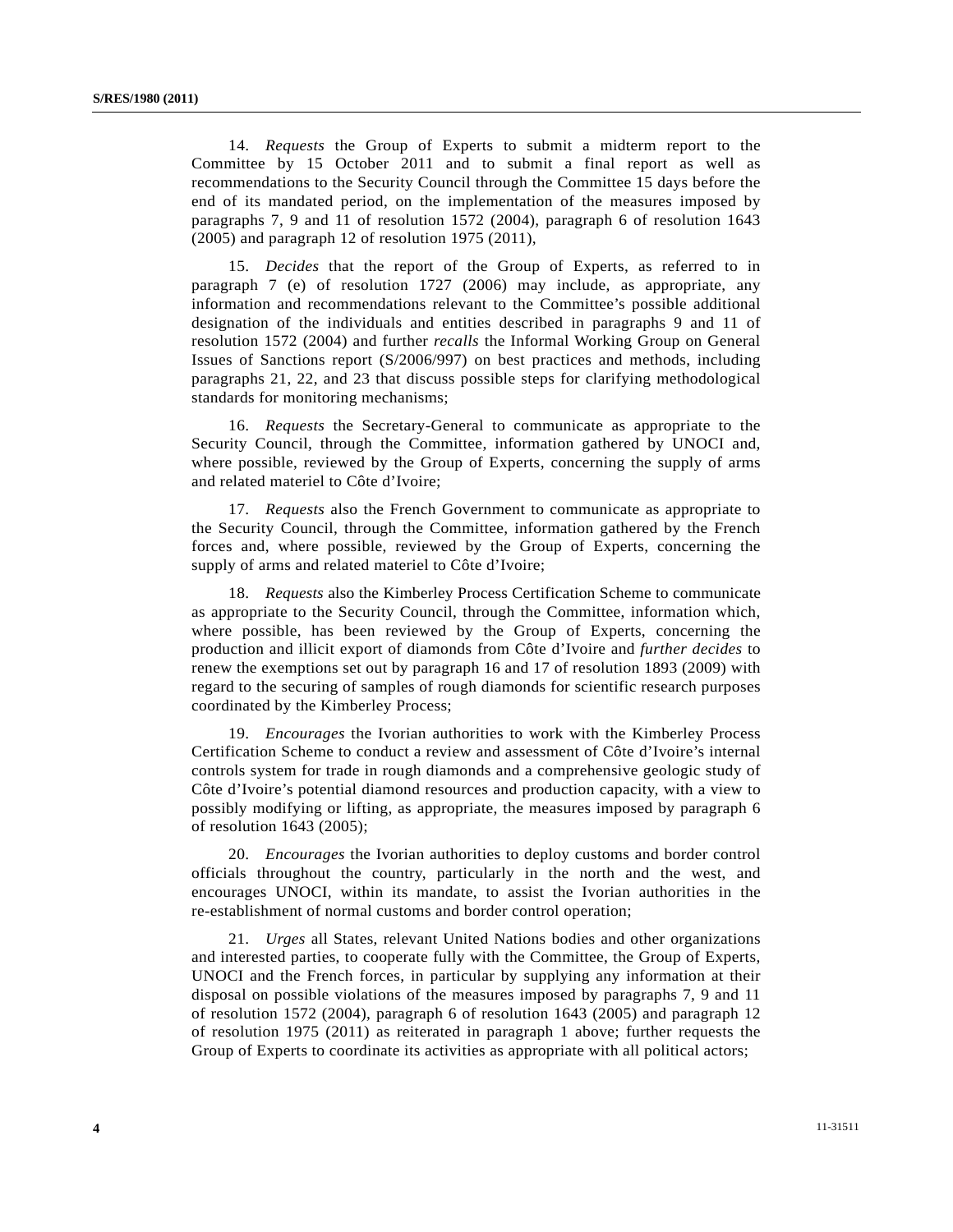14. *Requests* the Group of Experts to submit a midterm report to the Committee by 15 October 2011 and to submit a final report as well as recommendations to the Security Council through the Committee 15 days before the end of its mandated period, on the implementation of the measures imposed by paragraphs 7, 9 and 11 of resolution 1572 (2004), paragraph 6 of resolution 1643 (2005) and paragraph 12 of resolution 1975 (2011),

15. *Decides* that the report of the Group of Experts, as referred to in paragraph 7 (e) of resolution 1727 (2006) may include, as appropriate, any information and recommendations relevant to the Committee's possible additional designation of the individuals and entities described in paragraphs 9 and 11 of resolution 1572 (2004) and further *recalls* the Informal Working Group on General Issues of Sanctions report (S/2006/997) on best practices and methods, including paragraphs 21, 22, and 23 that discuss possible steps for clarifying methodological standards for monitoring mechanisms;

16. *Requests* the Secretary-General to communicate as appropriate to the Security Council, through the Committee, information gathered by UNOCI and, where possible, reviewed by the Group of Experts, concerning the supply of arms and related materiel to Côte d'Ivoire;

17. *Requests* also the French Government to communicate as appropriate to the Security Council, through the Committee, information gathered by the French forces and, where possible, reviewed by the Group of Experts, concerning the supply of arms and related materiel to Côte d'Ivoire;

18. *Requests* also the Kimberley Process Certification Scheme to communicate as appropriate to the Security Council, through the Committee, information which, where possible, has been reviewed by the Group of Experts, concerning the production and illicit export of diamonds from Côte d'Ivoire and *further decides* to renew the exemptions set out by paragraph 16 and 17 of resolution 1893 (2009) with regard to the securing of samples of rough diamonds for scientific research purposes coordinated by the Kimberley Process;

19. *Encourages* the Ivorian authorities to work with the Kimberley Process Certification Scheme to conduct a review and assessment of Côte d'Ivoire's internal controls system for trade in rough diamonds and a comprehensive geologic study of Côte d'Ivoire's potential diamond resources and production capacity, with a view to possibly modifying or lifting, as appropriate, the measures imposed by paragraph 6 of resolution 1643 (2005);

20. *Encourages* the Ivorian authorities to deploy customs and border control officials throughout the country, particularly in the north and the west, and encourages UNOCI, within its mandate, to assist the Ivorian authorities in the re-establishment of normal customs and border control operation;

21. *Urges* all States, relevant United Nations bodies and other organizations and interested parties, to cooperate fully with the Committee, the Group of Experts, UNOCI and the French forces, in particular by supplying any information at their disposal on possible violations of the measures imposed by paragraphs 7, 9 and 11 of resolution 1572 (2004), paragraph 6 of resolution 1643 (2005) and paragraph 12 of resolution 1975 (2011) as reiterated in paragraph 1 above; further requests the Group of Experts to coordinate its activities as appropriate with all political actors;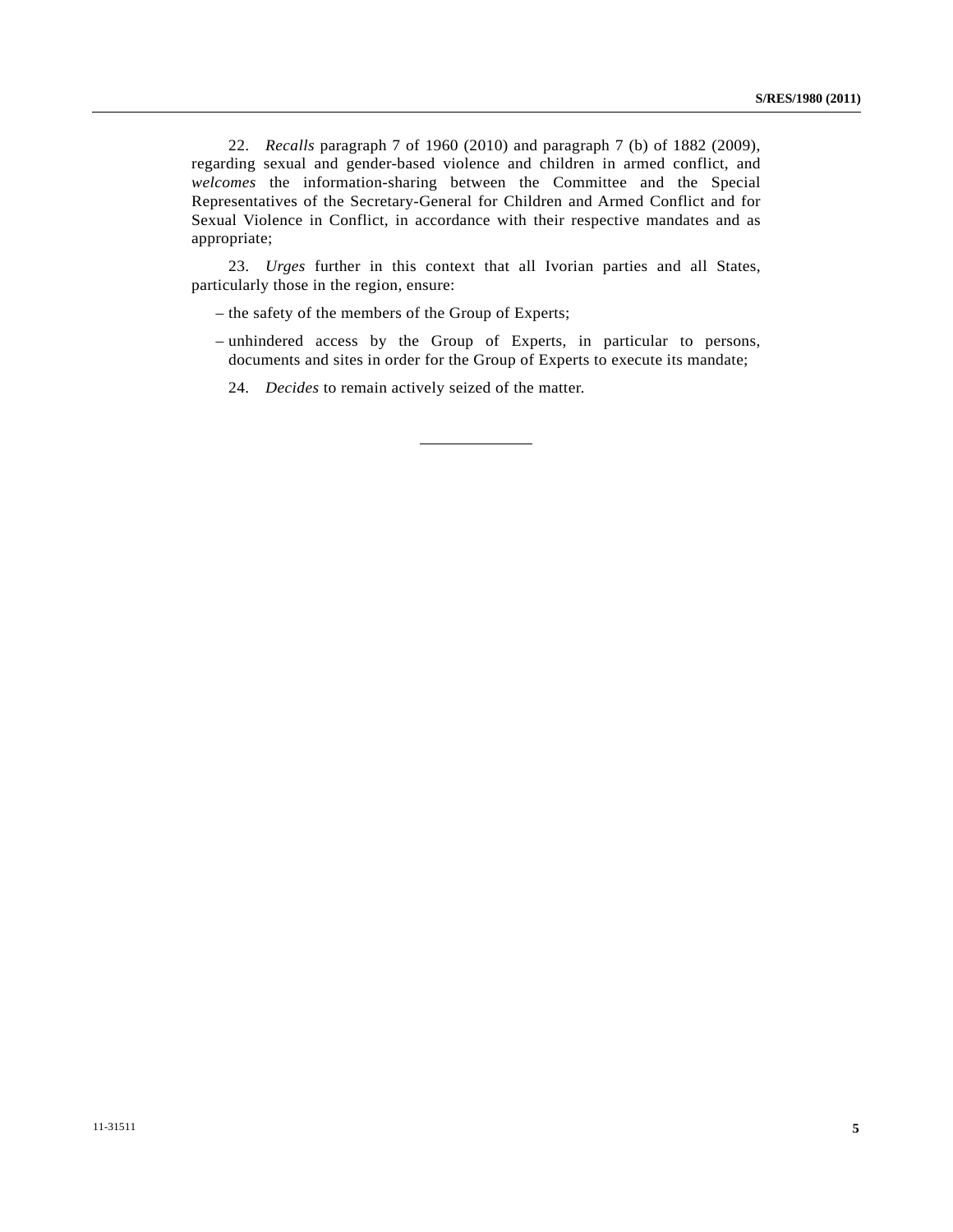22. *Recalls* paragraph 7 of 1960 (2010) and paragraph 7 (b) of 1882 (2009), regarding sexual and gender-based violence and children in armed conflict, and *welcomes* the information-sharing between the Committee and the Special Representatives of the Secretary-General for Children and Armed Conflict and for Sexual Violence in Conflict, in accordance with their respective mandates and as appropriate;

23. *Urges* further in this context that all Ivorian parties and all States, particularly those in the region, ensure:

– the safety of the members of the Group of Experts;

– unhindered access by the Group of Experts, in particular to persons, documents and sites in order for the Group of Experts to execute its mandate;

24. *Decides* to remain actively seized of the matter.